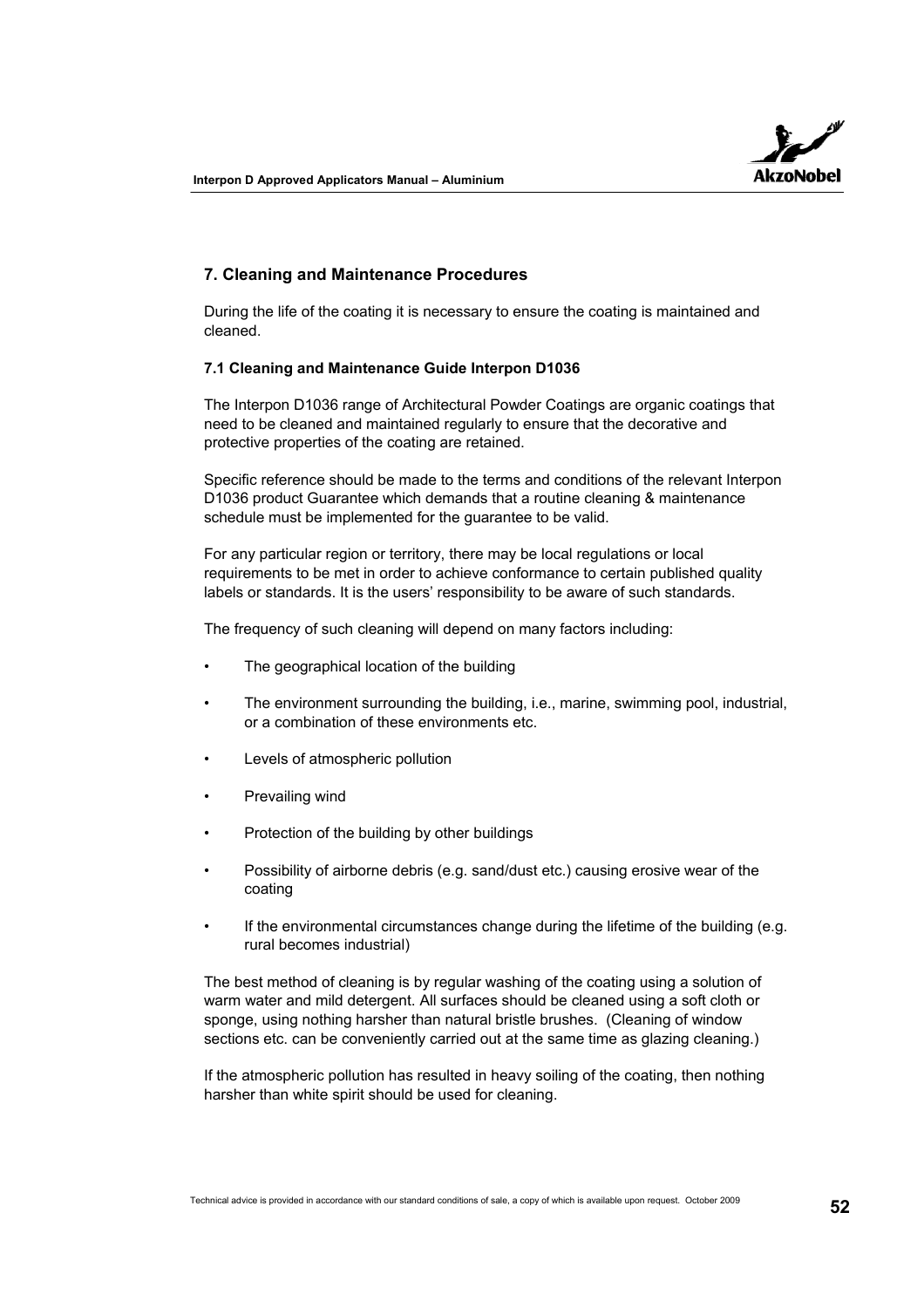## 7. Cleaning and Maintenance Procedures

During the life of the coating it is necessary to ensure the coating is maintained and cleaned.

### 7.1 Cleaning and Maintenance Guide Interpon D1036

The Interpon D1036 range of Architectural Powder Coatings are organic coatings that need to be cleaned and maintained regularly to ensure that the decorative and protective properties of the coating are retained.

Specific reference should be made to the terms and conditions of the relevant Interpon D1036 product Guarantee which demands that a routine cleaning & maintenance schedule must be implemented for the guarantee to be valid.

For any particular region or territory, there may be local regulations or local requirements to be met in order to achieve conformance to certain published quality labels or standards. It is the users' responsibility to be aware of such standards.

The frequency of such cleaning will depend on many factors including:

- The geographical location of the building
- The environment surrounding the building, i.e., marine, swimming pool, industrial, or a combination of these environments etc.
- Levels of atmospheric pollution
- Prevailing wind
- Protection of the building by other buildings
- Possibility of airborne debris (e.g. sand/dust etc.) causing erosive wear of the coating
- If the environmental circumstances change during the lifetime of the building (e.g. rural becomes industrial)

The best method of cleaning is by regular washing of the coating using a solution of warm water and mild detergent. All surfaces should be cleaned using a soft cloth or sponge, using nothing harsher than natural bristle brushes. (Cleaning of window sections etc. can be conveniently carried out at the same time as glazing cleaning.)

If the atmospheric pollution has resulted in heavy soiling of the coating, then nothing harsher than white spirit should be used for cleaning.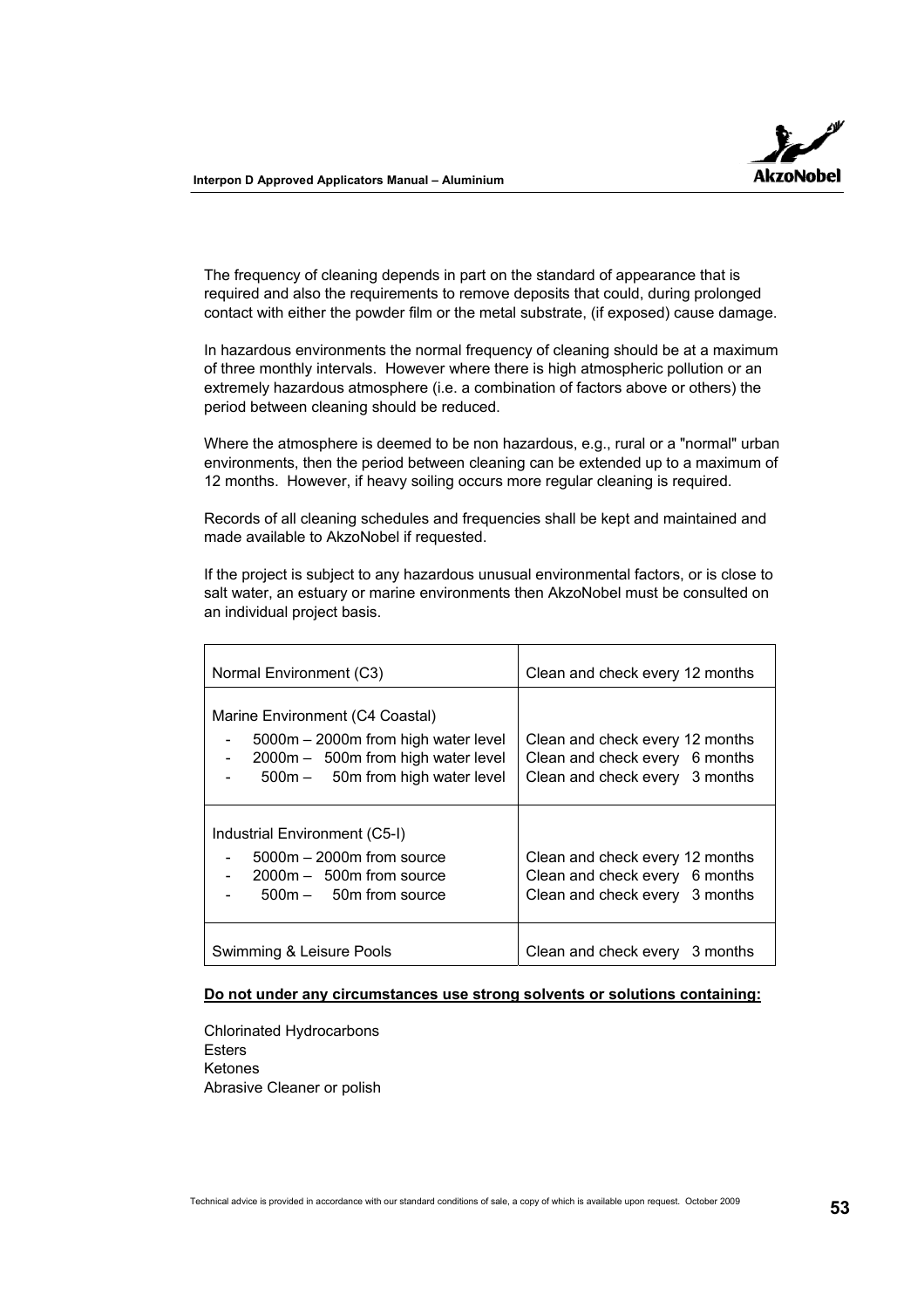The frequency of cleaning depends in part on the standard of appearance that is required and also the requirements to remove deposits that could, during prolonged contact with either the powder film or the metal substrate, (if exposed) cause damage.

In hazardous environments the normal frequency of cleaning should be at a maximum of three monthly intervals. However where there is high atmospheric pollution or an extremely hazardous atmosphere (i.e. a combination of factors above or others) the period between cleaning should be reduced.

Where the atmosphere is deemed to be non hazardous, e.g., rural or a "normal" urban environments, then the period between cleaning can be extended up to a maximum of 12 months. However, if heavy soiling occurs more regular cleaning is required.

Records of all cleaning schedules and frequencies shall be kept and maintained and made available to AkzoNobel if requested.

If the project is subject to any hazardous unusual environmental factors, or is close to salt water, an estuary or marine environments then AkzoNobel must be consulted on an individual project basis.

| | |
|---|---|
| Normal Environment (C3) | Clean and check every 12 months |
| Marine Environment (C4 Coastal)<br>- 5000m – 2000m from high water level<br>- 2000m – 500m from high water level<br>- 500m – 50m from high water level | <br>Clean and check every 12 months<br>Clean and check every 6 months<br>Clean and check every 3 months |
| Industrial Environment (C5-I)<br>- 5000m – 2000m from source<br>- 2000m – 500m from source<br>- 500m – 50m from source | <br>Clean and check every 12 months<br>Clean and check every 6 months<br>Clean and check every 3 months |
| Swimming & Leisure Pools | Clean and check every 3 months |

**Do not under any circumstances use strong solvents or solutions containing:**

Chlorinated Hydrocarbons
Esters
Ketones
Abrasive Cleaner or polish